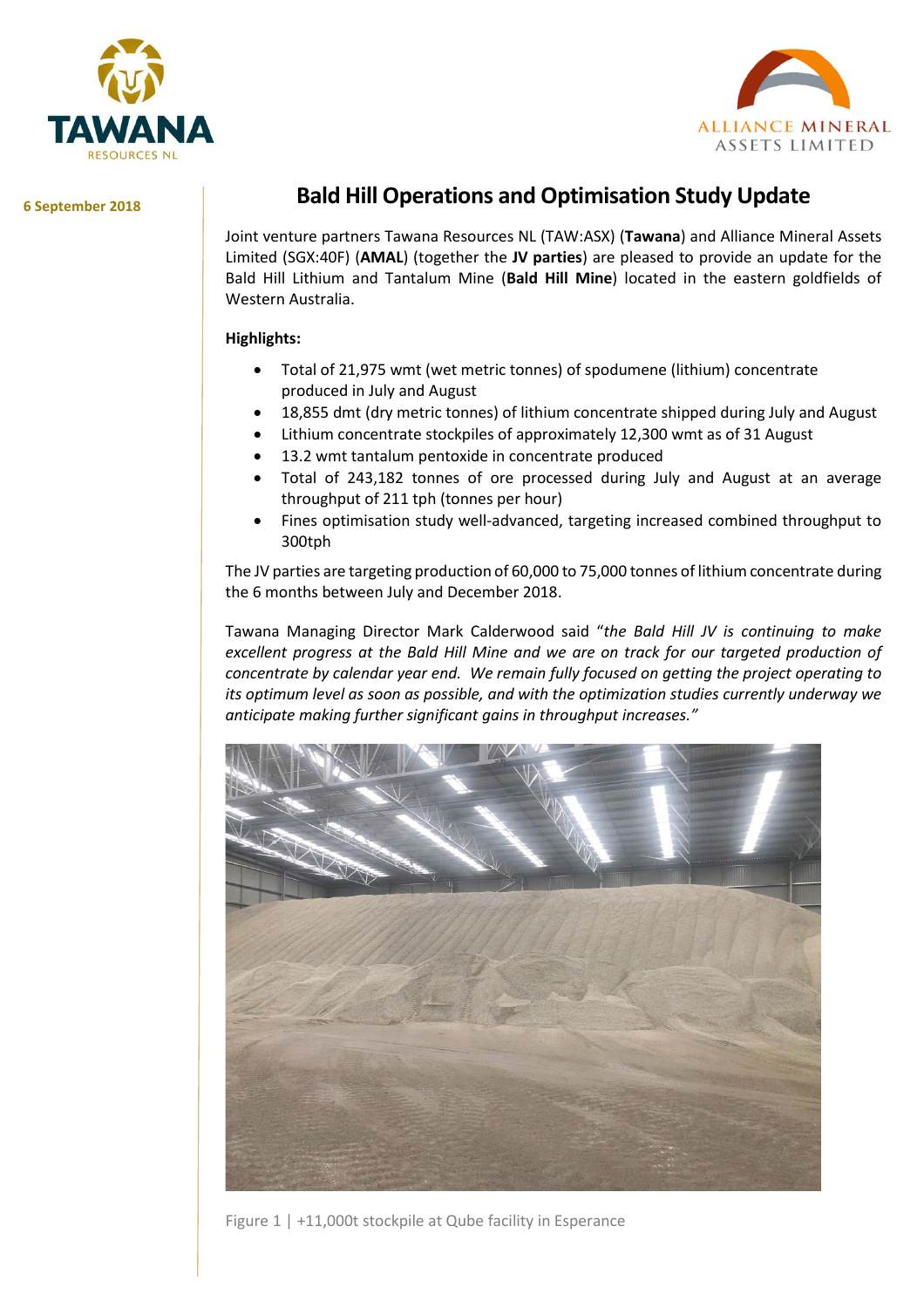6 September 2018

# Bald Hill Operations and Optimisation Study Update

Joint venture partners Tawana Resources NL (TAW:ASX) (**Tawana**) and Alliance Mineral Assets Limited (SGX:40F) (**AMAL**) (together the **JV parties**) are pleased to provide an update for the Bald Hill Lithium and Tantalum Mine (**Bald Hill Mine**) located in the eastern goldfields of Western Australia.

**Highlights:**

- Total of 21,975 wmt (wet metric tonnes) of spodumene (lithium) concentrate produced in July and August
- 18,855 dmt (dry metric tonnes) of lithium concentrate shipped during July and August
- Lithium concentrate stockpiles of approximately 12,300 wmt as of 31 August
- 13.2 wmt tantalum pentoxide in concentrate produced
- Total of 243,182 tonnes of ore processed during July and August at an average throughput of 211 tph (tonnes per hour)
- Fines optimisation study well-advanced, targeting increased combined throughput to 300tph

The JV parties are targeting production of 60,000 to 75,000 tonnes of lithium concentrate during the 6 months between July and December 2018.

Tawana Managing Director Mark Calderwood said "*the Bald Hill JV is continuing to make excellent progress at the Bald Hill Mine and we are on track for our targeted production of concentrate by calendar year end. We remain fully focused on getting the project operating to its optimum level as soon as possible, and with the optimization studies currently underway we anticipate making further significant gains in throughput increases.*"

Figure 1 | +11,000t stockpile at Qube facility in Esperance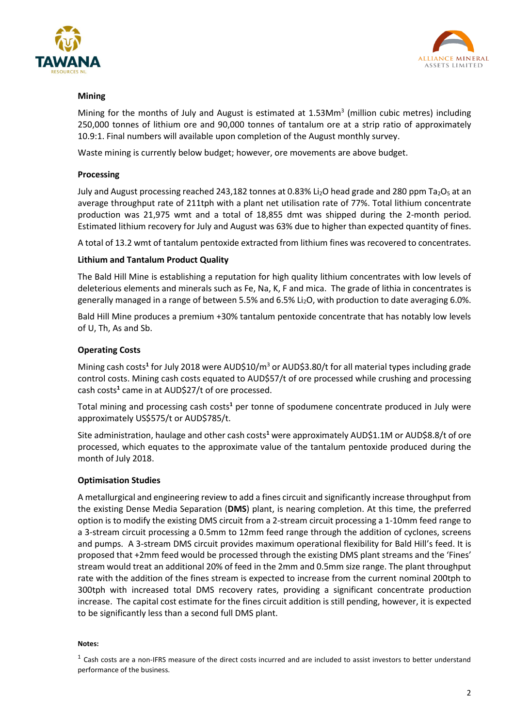## Mining

Mining for the months of July and August is estimated at 1.53Mm$^3$ (million cubic metres) including 250,000 tonnes of lithium ore and 90,000 tonnes of tantalum ore at a strip ratio of approximately 10.9:1. Final numbers will available upon completion of the August monthly survey.

Waste mining is currently below budget; however, ore movements are above budget.

## Processing

July and August processing reached 243,182 tonnes at 0.83% $Li_2O$ head grade and 280 ppm $Ta_2O_5$ at an average throughput rate of 211tph with a plant net utilisation rate of 77%. Total lithium concentrate production was 21,975 wmt and a total of 18,855 dmt was shipped during the 2-month period. Estimated lithium recovery for July and August was 63% due to higher than expected quantity of fines.

A total of 13.2 wmt of tantalum pentoxide extracted from lithium fines was recovered to concentrates.

## Lithium and Tantalum Product Quality

The Bald Hill Mine is establishing a reputation for high quality lithium concentrates with low levels of deleterious elements and minerals such as Fe, Na, K, F and mica. The grade of lithia in concentrates is generally managed in a range of between 5.5% and 6.5% $Li_2O$, with production to date averaging 6.0%.

Bald Hill Mine produces a premium +30% tantalum pentoxide concentrate that has notably low levels of U, Th, As and Sb.

## Operating Costs

Mining cash costs[1] for July 2018 were AUD$10/m$^3$ or AUD$3.80/t for all material types including grade control costs. Mining cash costs equated to AUD$57/t of ore processed while crushing and processing cash costs[1] came in at AUD$27/t of ore processed.

Total mining and processing cash costs[1] per tonne of spodumene concentrate produced in July were approximately US$575/t or AUD$785/t.

Site administration, haulage and other cash costs[1] were approximately AUD$1.1M or AUD$8.8/t of ore processed, which equates to the approximate value of the tantalum pentoxide produced during the month of July 2018.

## Optimisation Studies

A metallurgical and engineering review to add a fines circuit and significantly increase throughput from the existing Dense Media Separation (**DMS**) plant, is nearing completion. At this time, the preferred option is to modify the existing DMS circuit from a 2-stream circuit processing a 1-10mm feed range to a 3-stream circuit processing a 0.5mm to 12mm feed range through the addition of cyclones, screens and pumps. A 3-stream DMS circuit provides maximum operational flexibility for Bald Hill's feed. It is proposed that +2mm feed would be processed through the existing DMS plant streams and the 'Fines' stream would treat an additional 20% of feed in the 2mm and 0.5mm size range. The plant throughput rate with the addition of the fines stream is expected to increase from the current nominal 200tph to 300tph with increased total DMS recovery rates, providing a significant concentrate production increase. The capital cost estimate for the fines circuit addition is still pending, however, it is expected to be significantly less than a second full DMS plant.

**Notes:**

[1] Cash costs are a non-IFRS measure of the direct costs incurred and are included to assist investors to better understand performance of the business.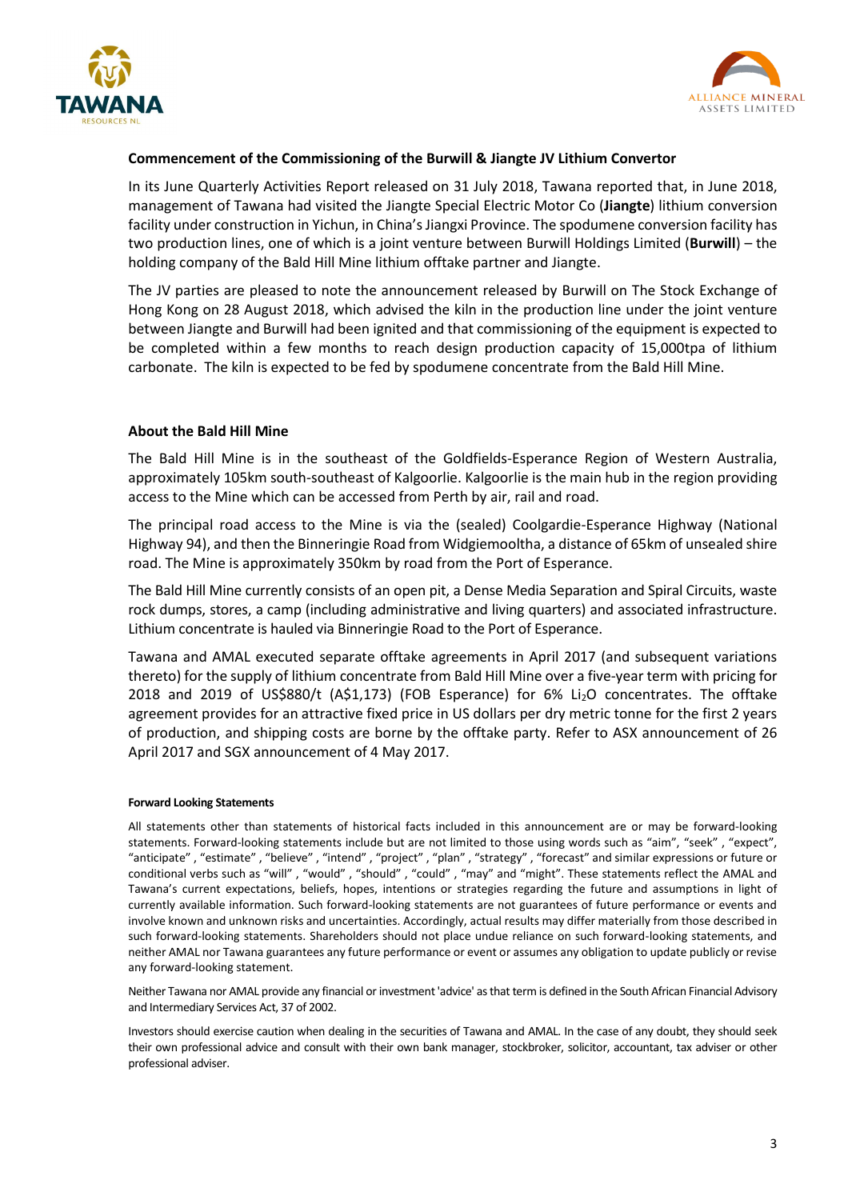### Commencement of the Commissioning of the Burwill & Jiangte JV Lithium Convertor

In its June Quarterly Activities Report released on 31 July 2018, Tawana reported that, in June 2018, management of Tawana had visited the Jiangte Special Electric Motor Co (**Jiangte**) lithium conversion facility under construction in Yichun, in China's Jiangxi Province. The spodumene conversion facility has two production lines, one of which is a joint venture between Burwill Holdings Limited (**Burwill**) – the holding company of the Bald Hill Mine lithium offtake partner and Jiangte.

The JV parties are pleased to note the announcement released by Burwill on The Stock Exchange of Hong Kong on 28 August 2018, which advised the kiln in the production line under the joint venture between Jiangte and Burwill had been ignited and that commissioning of the equipment is expected to be completed within a few months to reach design production capacity of 15,000tpa of lithium carbonate. The kiln is expected to be fed by spodumene concentrate from the Bald Hill Mine.

### About the Bald Hill Mine

The Bald Hill Mine is in the southeast of the Goldfields-Esperance Region of Western Australia, approximately 105km south-southeast of Kalgoorlie. Kalgoorlie is the main hub in the region providing access to the Mine which can be accessed from Perth by air, rail and road.

The principal road access to the Mine is via the (sealed) Coolgardie-Esperance Highway (National Highway 94), and then the Binneringie Road from Widgiemooltha, a distance of 65km of unsealed shire road. The Mine is approximately 350km by road from the Port of Esperance.

The Bald Hill Mine currently consists of an open pit, a Dense Media Separation and Spiral Circuits, waste rock dumps, stores, a camp (including administrative and living quarters) and associated infrastructure. Lithium concentrate is hauled via Binneringie Road to the Port of Esperance.

Tawana and AMAL executed separate offtake agreements in April 2017 (and subsequent variations thereto) for the supply of lithium concentrate from Bald Hill Mine over a five-year term with pricing for 2018 and 2019 of US$880/t (A$1,173) (FOB Esperance) for 6% $Li_2O$ concentrates. The offtake agreement provides for an attractive fixed price in US dollars per dry metric tonne for the first 2 years of production, and shipping costs are borne by the offtake party. Refer to ASX announcement of 26 April 2017 and SGX announcement of 4 May 2017.

#### Forward Looking Statements

All statements other than statements of historical facts included in this announcement are or may be forward-looking statements. Forward-looking statements include but are not limited to those using words such as "aim", "seek" , "expect", "anticipate" , "estimate" , "believe" , "intend" , "project" , "plan" , "strategy" , "forecast" and similar expressions or future or conditional verbs such as "will" , "would" , "should" , "could" , "may" and "might". These statements reflect the AMAL and Tawana's current expectations, beliefs, hopes, intentions or strategies regarding the future and assumptions in light of currently available information. Such forward-looking statements are not guarantees of future performance or events and involve known and unknown risks and uncertainties. Accordingly, actual results may differ materially from those described in such forward-looking statements. Shareholders should not place undue reliance on such forward-looking statements, and neither AMAL nor Tawana guarantees any future performance or event or assumes any obligation to update publicly or revise any forward-looking statement.

Neither Tawana nor AMAL provide any financial or investment 'advice' as that term is defined in the South African Financial Advisory and Intermediary Services Act, 37 of 2002.

Investors should exercise caution when dealing in the securities of Tawana and AMAL. In the case of any doubt, they should seek their own professional advice and consult with their own bank manager, stockbroker, solicitor, accountant, tax adviser or other professional adviser.